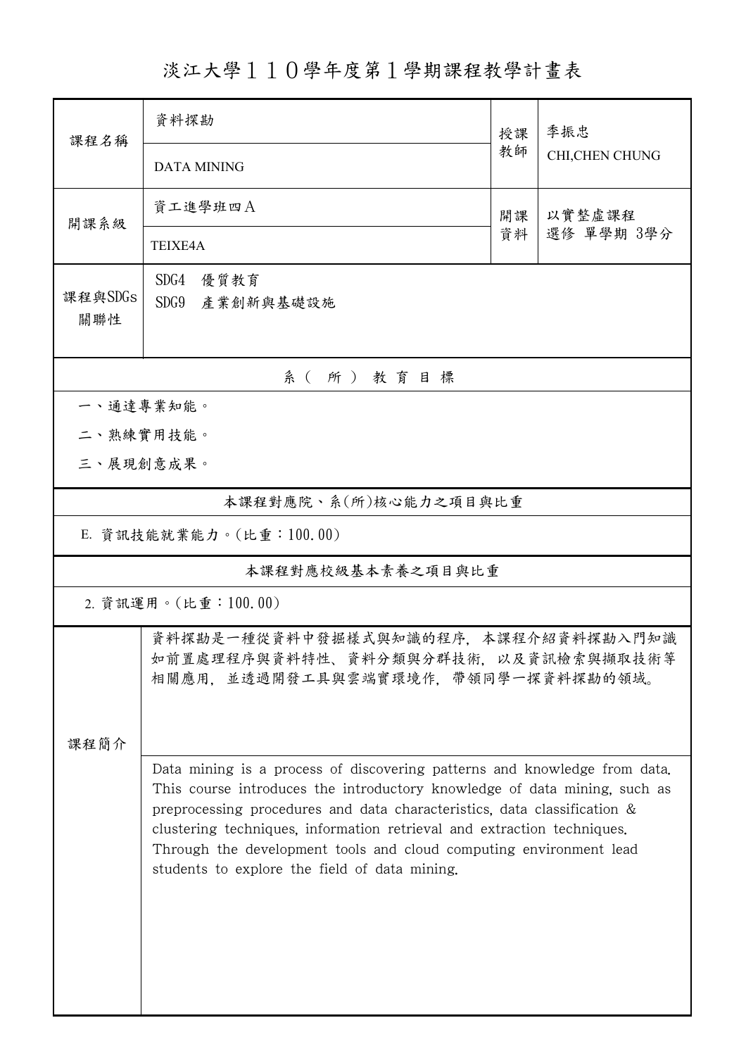# 淡江大學１１０學年度第１學期課程教學計畫表

| 課程名稱 | 資料探勘<br>DATA MINING | 授課教師 | 李振忠<br>CHI,CHEN CHUNG |
|---|---|---|---|
| 開課系級 | 資工進學班四A<br>TEIXE4A | 開課資料 | 以實整虛課程<br>選修 單學期 3學分 |
| 課程與SDGs關聯性 | SDG4 優質教育<br>SDG9 產業創新與基礎設施 | | |

## 系（所）教育目標

一、通達專業知能。

二、熟練實用技能。

三、展現創意成果。

## 本課程對應院、系(所)核心能力之項目與比重

E. 資訊技能就業能力。(比重：100.00)

## 本課程對應校級基本素養之項目與比重

2. 資訊運用。(比重：100.00)

## 課程簡介

資料探勘是一種從資料中發掘樣式與知識的程序，本課程介紹資料探勘入門知識如前置處理程序與資料特性、資料分類與分群技術，以及資訊檢索與擷取技術等相關應用，並透過開發工具與雲端實環境作，帶領同學一探資料探勘的領域。

Data mining is a process of discovering patterns and knowledge from data. This course introduces the introductory knowledge of data mining, such as preprocessing procedures and data characteristics, data classification & clustering techniques, information retrieval and extraction techniques. Through the development tools and cloud computing environment lead students to explore the field of data mining.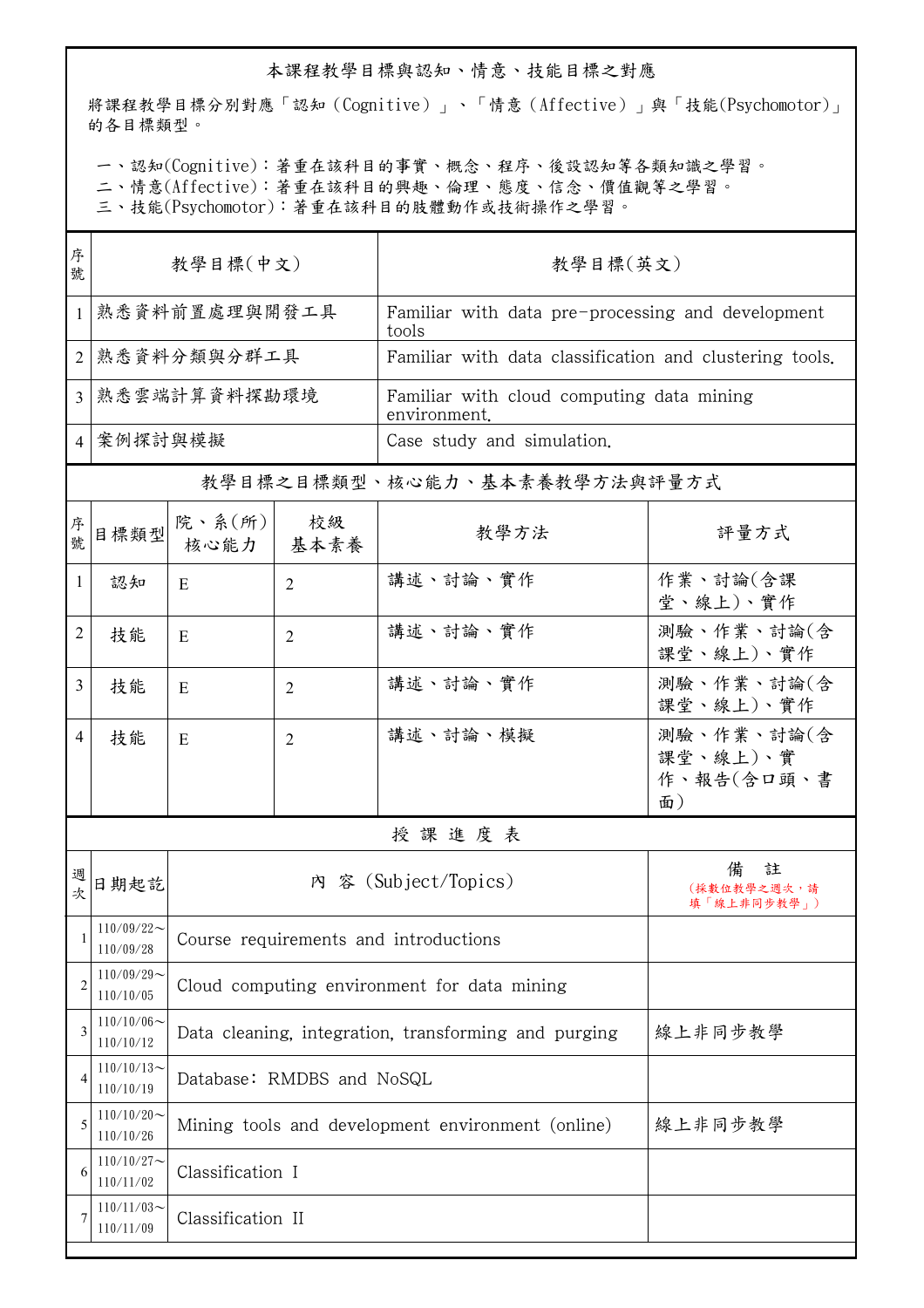## 本課程教學目標與認知、情意、技能目標之對應

將課程教學目標分別對應「認知（Cognitive）」、「情意（Affective）」與「技能(Psychomotor)」的各目標類型。

一、認知(Cognitive)：著重在該科目的事實、概念、程序、後設認知等各類知識之學習。
二、情意(Affective)：著重在該科目的興趣、倫理、態度、信念、價值觀等之學習。
三、技能(Psychomotor)：著重在該科目的肢體動作或技術操作之學習。

| 序號 | 教學目標(中文) | 教學目標(英文) |
|---|---|---|
| 1 | 熟悉資料前置處理與開發工具 | Familiar with data pre-processing and development tools |
| 2 | 熟悉資料分類與分群工具 | Familiar with data classification and clustering tools. |
| 3 | 熟悉雲端計算資料探勘環境 | Familiar with cloud computing data mining environment. |
| 4 | 案例探討與模擬 | Case study and simulation. |

## 教學目標之目標類型、核心能力、基本素養教學方法與評量方式

| 序號 | 目標類型 | 院、系(所)核心能力 | 校級基本素養 | 教學方法 | 評量方式 |
|---|---|---|---|---|---|
| 1 | 認知 | E | 2 | 講述、討論、實作 | 作業、討論(含課堂、線上)、實作 |
| 2 | 技能 | E | 2 | 講述、討論、實作 | 測驗、作業、討論(含課堂、線上)、實作 |
| 3 | 技能 | E | 2 | 講述、討論、實作 | 測驗、作業、討論(含課堂、線上)、實作 |
| 4 | 技能 | E | 2 | 講述、討論、模擬 | 測驗、作業、討論(含課堂、線上)、實作、報告(含口頭、書面) |

## 授 課 進 度 表

| 週次 | 日期起訖 | 內 容 (Subject/Topics) | 備 註 (採數位教學之週次，請填「線上非同步教學」) |
|---|---|---|---|
| 1 | 110/09/22～110/09/28 | Course requirements and introductions | |
| 2 | 110/09/29～110/10/05 | Cloud computing environment for data mining | |
| 3 | 110/10/06～110/10/12 | Data cleaning, integration, transforming and purging | 線上非同步教學 |
| 4 | 110/10/13～110/10/19 | Database: RMDBS and NoSQL | |
| 5 | 110/10/20～110/10/26 | Mining tools and development environment (online) | 線上非同步教學 |
| 6 | 110/10/27～110/11/02 | Classification I | |
| 7 | 110/11/03～110/11/09 | Classification II | |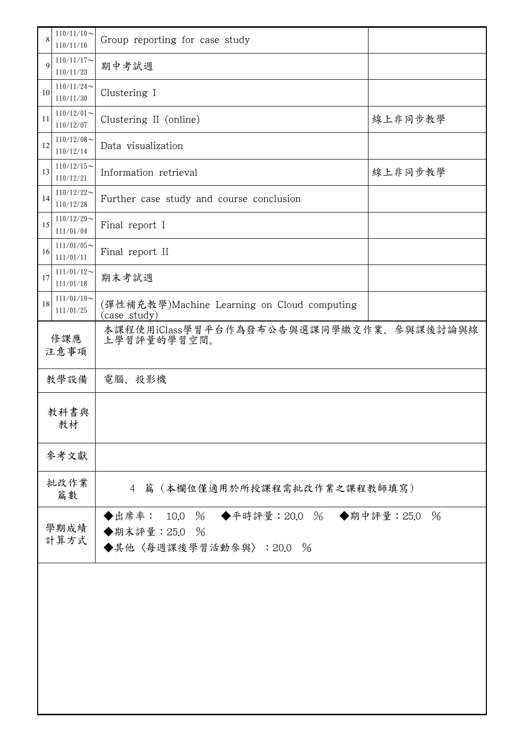| | | | |
|---|---|---|---|
| 8 | 110/11/10～<br>110/11/16 | Group reporting for case study | |
| 9 | 110/11/17～<br>110/11/23 | 期中考試週 | |
| 10 | 110/11/24～<br>110/11/30 | Clustering I | |
| 11 | 110/12/01～<br>110/12/07 | Clustering II (online) | 線上非同步教學 |
| 12 | 110/12/08～<br>110/12/14 | Data visualization | |
| 13 | 110/12/15～<br>110/12/21 | Information retrieval | 線上非同步教學 |
| 14 | 110/12/22～<br>110/12/28 | Further case study and course conclusion | |
| 15 | 110/12/29～<br>111/01/04 | Final report I | |
| 16 | 111/01/05～<br>111/01/11 | Final report II | |
| 17 | 111/01/12～<br>111/01/18 | 期末考試週 | |
| 18 | 111/01/19～<br>111/01/25 | (彈性補充教學)Machine Learning on Cloud computing (case study) | |

| | |
|---|---|
| 修課應注意事項 | 本課程使用iClass學習平台作為發布公告與選課同學繳交作業、參與課後討論與線上學習評量的學習空間。 |
| 教學設備 | 電腦、投影機 |
| 教科書與教材 | |
| 參考文獻 | |
| 批改作業篇數 | 4 篇（本欄位僅適用於所授課程需批改作業之課程教師填寫） |
| 學期成績計算方式 | ◆出席率： 10.0 ％ ◆平時評量：20.0 ％ ◆期中評量：25.0 ％<br>◆期末評量：25.0 ％<br>◆其他〈每週課後學習活動參與〉：20.0 ％ |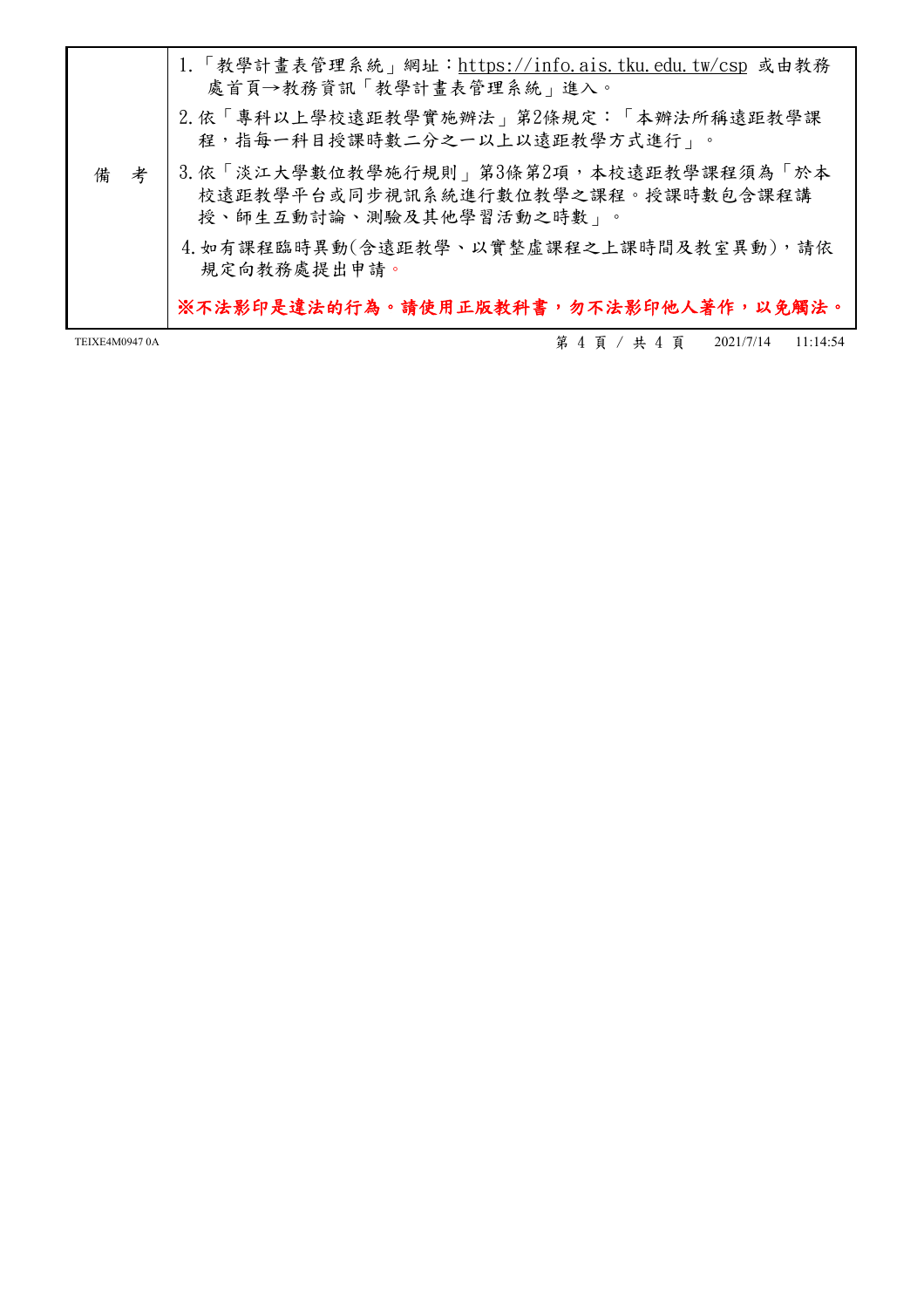| | |
|---|---|
| 備　考 | 1.「教學計畫表管理系統」網址：https://info.ais.tku.edu.tw/csp 或由教務處首頁→教務資訊「教學計畫表管理系統」進入。<br>2.依「專科以上學校遠距教學實施辦法」第2條規定：「本辦法所稱遠距教學課程，指每一科目授課時數二分之一以上以遠距教學方式進行」。<br>3.依「淡江大學數位教學施行規則」第3條第2項，本校遠距教學課程須為「於本校遠距教學平台或同步視訊系統進行數位教學之課程。授課時數包含課程講授、師生互動討論、測驗及其他學習活動之時數」。<br>4.如有課程臨時異動(含遠距教學、以實整虛課程之上課時間及教室異動)，請依規定向教務處提出申請。<br>**※不法影印是違法的行為。請使用正版教科書，勿不法影印他人著作，以免觸法。** |

TEIXE4M0947 0A　　2021/7/14　11:14:54